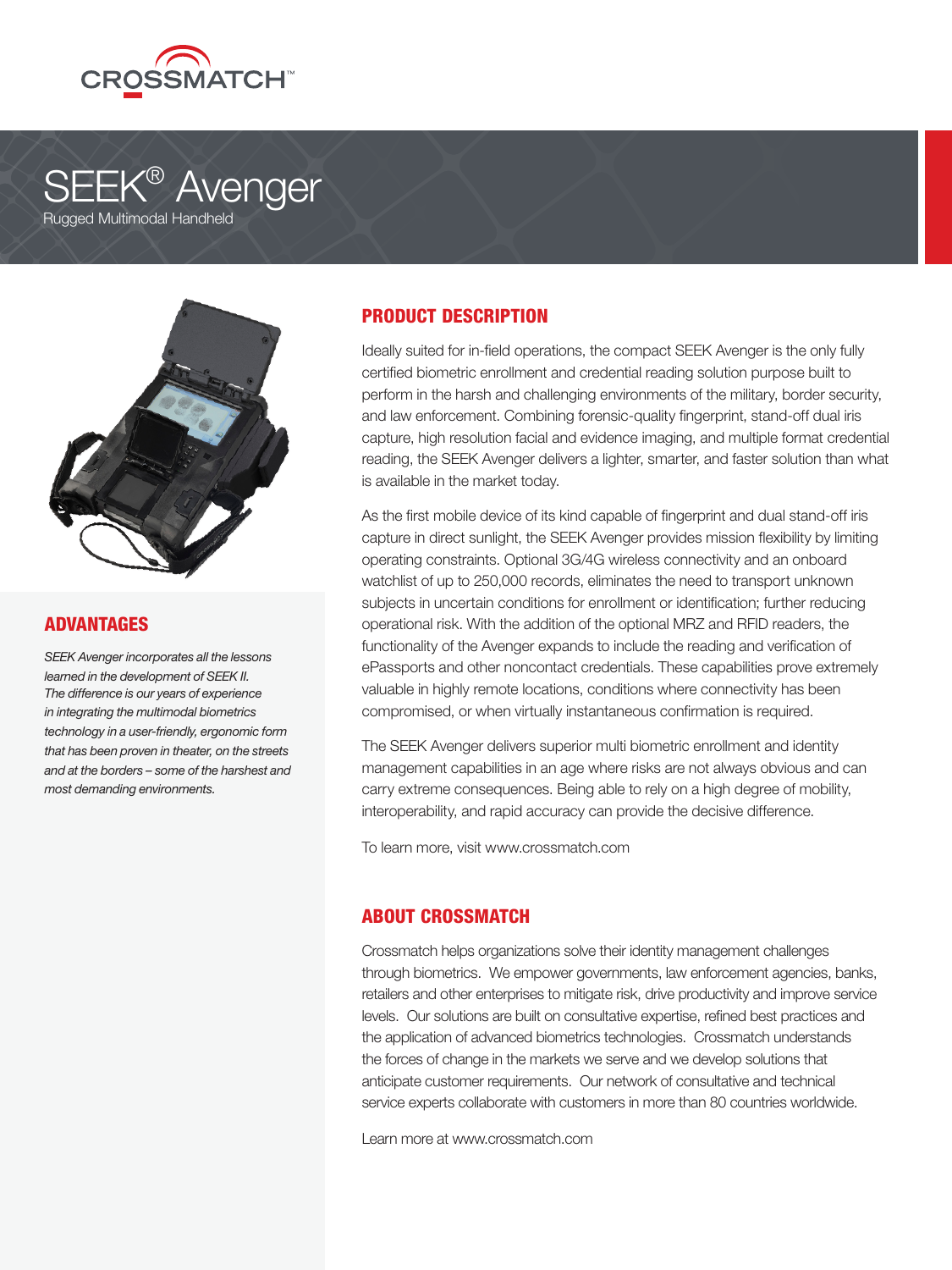CROSSMATCH™

# SEEK® Avenger

Rugged Multimodal Handheld

## ADVANTAGES

*SEEK Avenger incorporates all the lessons learned in the development of SEEK II. The difference is our years of experience in integrating the multimodal biometrics technology in a user-friendly, ergonomic form that has been proven in theater, on the streets and at the borders – some of the harshest and most demanding environments.*

## PRODUCT DESCRIPTION

Ideally suited for in-field operations, the compact SEEK Avenger is the only fully certified biometric enrollment and credential reading solution purpose built to perform in the harsh and challenging environments of the military, border security, and law enforcement. Combining forensic-quality fingerprint, stand-off dual iris capture, high resolution facial and evidence imaging, and multiple format credential reading, the SEEK Avenger delivers a lighter, smarter, and faster solution than what is available in the market today.

As the first mobile device of its kind capable of fingerprint and dual stand-off iris capture in direct sunlight, the SEEK Avenger provides mission flexibility by limiting operating constraints. Optional 3G/4G wireless connectivity and an onboard watchlist of up to 250,000 records, eliminates the need to transport unknown subjects in uncertain conditions for enrollment or identification; further reducing operational risk. With the addition of the optional MRZ and RFID readers, the functionality of the Avenger expands to include the reading and verification of ePassports and other noncontact credentials. These capabilities prove extremely valuable in highly remote locations, conditions where connectivity has been compromised, or when virtually instantaneous confirmation is required.

The SEEK Avenger delivers superior multi biometric enrollment and identity management capabilities in an age where risks are not always obvious and can carry extreme consequences. Being able to rely on a high degree of mobility, interoperability, and rapid accuracy can provide the decisive difference.

To learn more, visit www.crossmatch.com

## ABOUT CROSSMATCH

Crossmatch helps organizations solve their identity management challenges through biometrics. We empower governments, law enforcement agencies, banks, retailers and other enterprises to mitigate risk, drive productivity and improve service levels. Our solutions are built on consultative expertise, refined best practices and the application of advanced biometrics technologies. Crossmatch understands the forces of change in the markets we serve and we develop solutions that anticipate customer requirements. Our network of consultative and technical service experts collaborate with customers in more than 80 countries worldwide.

Learn more at www.crossmatch.com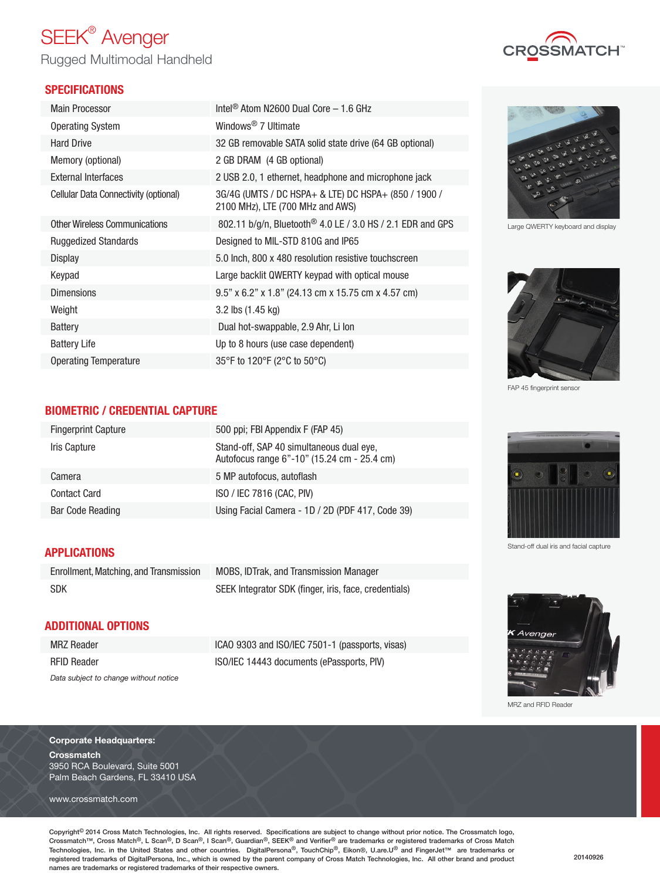# SEEK® Avenger

Rugged Multimodal Handheld

CROSSMATCH™

## SPECIFICATIONS

| | |
|---|---|
| Main Processor | Intel® Atom N2600 Dual Core – 1.6 GHz |
| Operating System | Windows® 7 Ultimate |
| Hard Drive | 32 GB removable SATA solid state drive (64 GB optional) |
| Memory (optional) | 2 GB DRAM (4 GB optional) |
| External Interfaces | 2 USB 2.0, 1 ethernet, headphone and microphone jack |
| Cellular Data Connectivity (optional) | 3G/4G (UMTS / DC HSPA+ & LTE) DC HSPA+ (850 / 1900 / 2100 MHz), LTE (700 MHz and AWS) |
| Other Wireless Communications | 802.11 b/g/n, Bluetooth® 4.0 LE / 3.0 HS / 2.1 EDR and GPS |
| Ruggedized Standards | Designed to MIL-STD 810G and IP65 |
| Display | 5.0 Inch, 800 x 480 resolution resistive touchscreen |
| Keypad | Large backlit QWERTY keypad with optical mouse |
| Dimensions | 9.5" x 6.2" x 1.8" (24.13 cm x 15.75 cm x 4.57 cm) |
| Weight | 3.2 lbs (1.45 kg) |
| Battery | Dual hot-swappable, 2.9 Ahr, Li Ion |
| Battery Life | Up to 8 hours (use case dependent) |
| Operating Temperature | 35°F to 120°F (2°C to 50°C) |

Large QWERTY keyboard and display

FAP 45 fingerprint sensor

## BIOMETRIC / CREDENTIAL CAPTURE

| | |
|---|---|
| Fingerprint Capture | 500 ppi; FBI Appendix F (FAP 45) |
| Iris Capture | Stand-off, SAP 40 simultaneous dual eye, Autofocus range 6"-10" (15.24 cm - 25.4 cm) |
| Camera | 5 MP autofocus, autoflash |
| Contact Card | ISO / IEC 7816 (CAC, PIV) |
| Bar Code Reading | Using Facial Camera - 1D / 2D (PDF 417, Code 39) |

Stand-off dual iris and facial capture

## APPLICATIONS

| | |
|---|---|
| Enrollment, Matching, and Transmission | MOBS, IDTrak, and Transmission Manager |
| SDK | SEEK Integrator SDK (finger, iris, face, credentials) |

## ADDITIONAL OPTIONS

| | |
|---|---|
| MRZ Reader | ICAO 9303 and ISO/IEC 7501-1 (passports, visas) |
| RFID Reader | ISO/IEC 14443 documents (ePassports, PIV) |

*Data subject to change without notice*

MRZ and RFID Reader

**Corporate Headquarters:**

**Crossmatch**
3950 RCA Boulevard, Suite 5001
Palm Beach Gardens, FL 33410 USA

www.crossmatch.com

Copyright© 2014 Cross Match Technologies, Inc. All rights reserved. Specifications are subject to change without prior notice. The Crossmatch logo, Crossmatch™, Cross Match®, L Scan®, D Scan®, I Scan®, Guardian®, SEEK® and Verifier® are trademarks or registered trademarks of Cross Match Technologies, Inc. in the United States and other countries. DigitalPersona®, TouchChip®, Eikon®, U.are.U® and FingerJet™ are trademarks or registered trademarks of DigitalPersona, Inc., which is owned by the parent company of Cross Match Technologies, Inc. All other brand and product names are trademarks or registered trademarks of their respective owners.

20140926